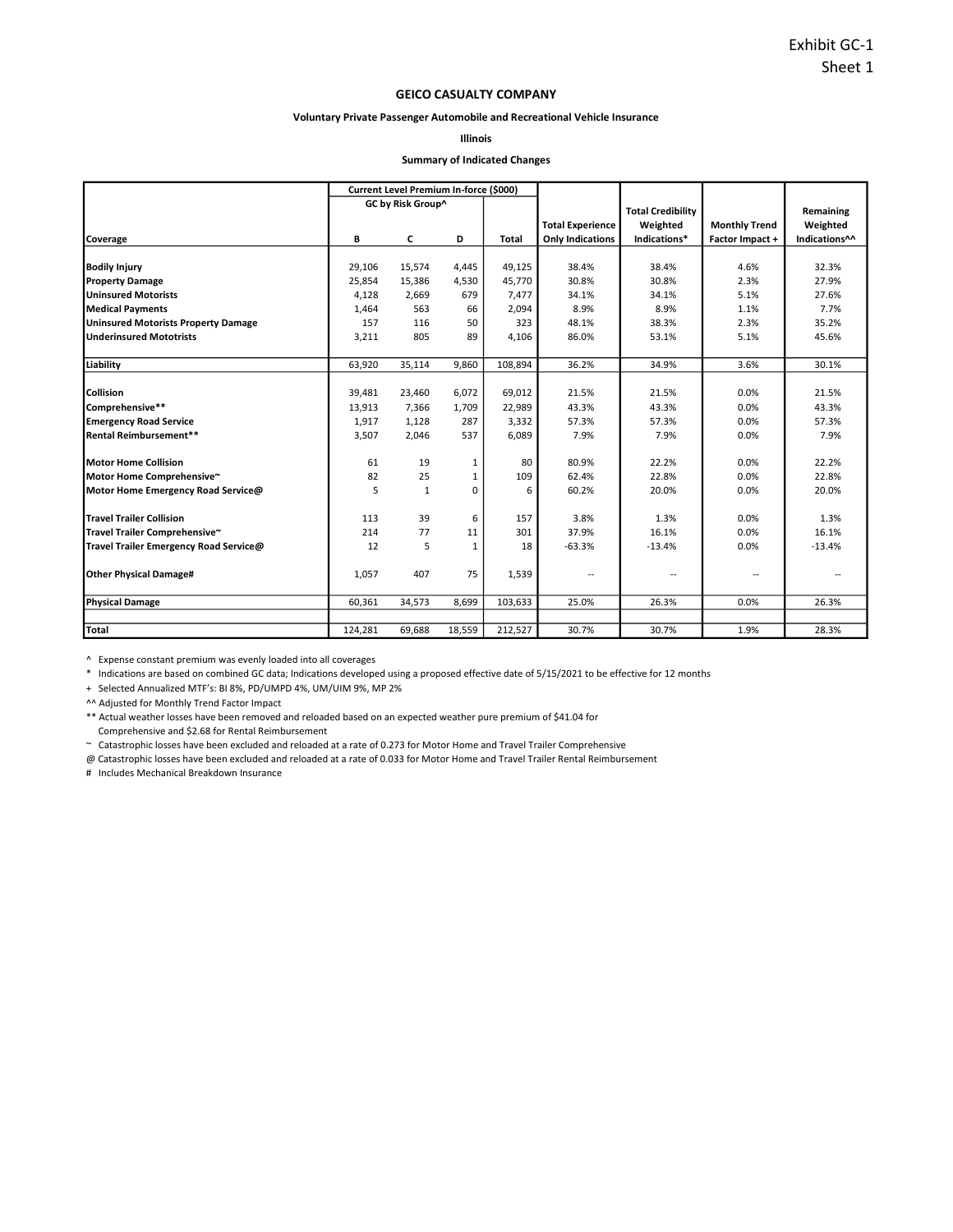Exhibit GC-1
Sheet 1

# GEICO CASUALTY COMPANY

## Voluntary Private Passenger Automobile and Recreational Vehicle Insurance

### Illinois

### Summary of Indicated Changes

| | Current Level Premium In-force ($000) | | | | | | | |
|---|---|---|---|---|---|---|---|---|
| | GC by Risk Group^ | | | | | Total Credibility | | Remaining |
| | | | | | Total Experience | Weighted | Monthly Trend | Weighted |
| **Coverage** | **B** | **C** | **D** | **Total** | **Only Indications** | **Indications*** | **Factor Impact +** | **Indications^^** |
| **Bodily Injury** | 29,106 | 15,574 | 4,445 | 49,125 | 38.4% | 38.4% | 4.6% | 32.3% |
| **Property Damage** | 25,854 | 15,386 | 4,530 | 45,770 | 30.8% | 30.8% | 2.3% | 27.9% |
| **Uninsured Motorists** | 4,128 | 2,669 | 679 | 7,477 | 34.1% | 34.1% | 5.1% | 27.6% |
| **Medical Payments** | 1,464 | 563 | 66 | 2,094 | 8.9% | 8.9% | 1.1% | 7.7% |
| **Uninsured Motorists Property Damage** | 157 | 116 | 50 | 323 | 48.1% | 38.3% | 2.3% | 35.2% |
| **Underinsured Mototrists** | 3,211 | 805 | 89 | 4,106 | 86.0% | 53.1% | 5.1% | 45.6% |
| **Liability** | 63,920 | 35,114 | 9,860 | 108,894 | 36.2% | 34.9% | 3.6% | 30.1% |
| **Collision** | 39,481 | 23,460 | 6,072 | 69,012 | 21.5% | 21.5% | 0.0% | 21.5% |
| **Comprehensive**** | 13,913 | 7,366 | 1,709 | 22,989 | 43.3% | 43.3% | 0.0% | 43.3% |
| **Emergency Road Service** | 1,917 | 1,128 | 287 | 3,332 | 57.3% | 57.3% | 0.0% | 57.3% |
| **Rental Reimbursement**** | 3,507 | 2,046 | 537 | 6,089 | 7.9% | 7.9% | 0.0% | 7.9% |
| **Motor Home Collision** | 61 | 19 | 1 | 80 | 80.9% | 22.2% | 0.0% | 22.2% |
| **Motor Home Comprehensive~** | 82 | 25 | 1 | 109 | 62.4% | 22.8% | 0.0% | 22.8% |
| **Motor Home Emergency Road Service@** | 5 | 1 | 0 | 6 | 60.2% | 20.0% | 0.0% | 20.0% |
| **Travel Trailer Collision** | 113 | 39 | 6 | 157 | 3.8% | 1.3% | 0.0% | 1.3% |
| **Travel Trailer Comprehensive~** | 214 | 77 | 11 | 301 | 37.9% | 16.1% | 0.0% | 16.1% |
| **Travel Trailer Emergency Road Service@** | 12 | 5 | 1 | 18 | -63.3% | -13.4% | 0.0% | -13.4% |
| **Other Physical Damage#** | 1,057 | 407 | 75 | 1,539 | -- | -- | -- | -- |
| **Physical Damage** | 60,361 | 34,573 | 8,699 | 103,633 | 25.0% | 26.3% | 0.0% | 26.3% |
| **Total** | 124,281 | 69,688 | 18,559 | 212,527 | 30.7% | 30.7% | 1.9% | 28.3% |

^ Expense constant premium was evenly loaded into all coverages

* Indications are based on combined GC data; Indications developed using a proposed effective date of 5/15/2021 to be effective for 12 months

+ Selected Annualized MTF's: BI 8%, PD/UMPD 4%, UM/UIM 9%, MP 2%

^^ Adjusted for Monthly Trend Factor Impact

** Actual weather losses have been removed and reloaded based on an expected weather pure premium of $41.04 for Comprehensive and $2.68 for Rental Reimbursement

~ Catastrophic losses have been excluded and reloaded at a rate of 0.273 for Motor Home and Travel Trailer Comprehensive

@ Catastrophic losses have been excluded and reloaded at a rate of 0.033 for Motor Home and Travel Trailer Rental Reimbursement

# Includes Mechanical Breakdown Insurance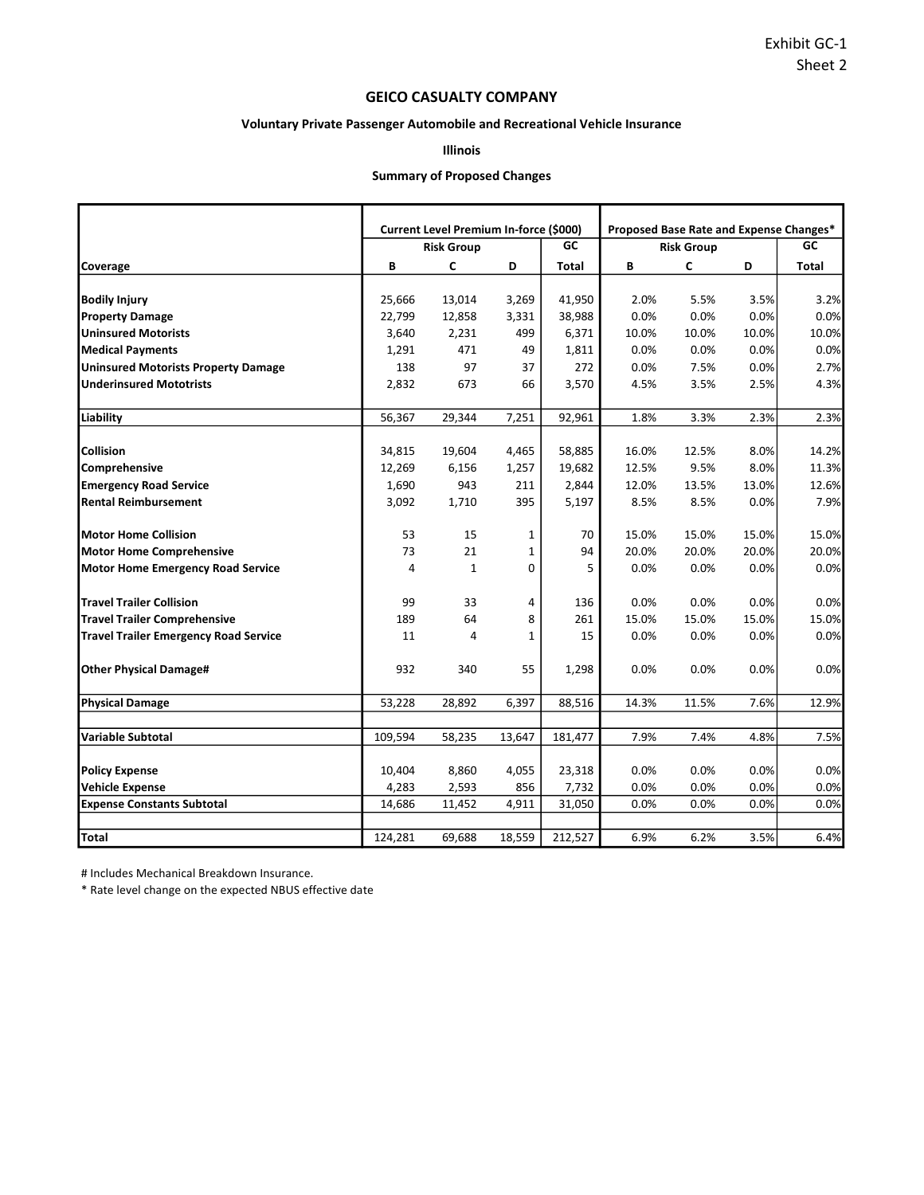Exhibit GC-1
Sheet 2

# GEICO CASUALTY COMPANY

### Voluntary Private Passenger Automobile and Recreational Vehicle Insurance

### Illinois

### Summary of Proposed Changes

| | Current Level Premium In-force ($000) | | | | Proposed Base Rate and Expense Changes* | | | |
|---|---|---|---|---|---|---|---|---|
| | Risk Group | | | GC | Risk Group | | | GC |
| **Coverage** | **B** | **C** | **D** | **Total** | **B** | **C** | **D** | **Total** |
| **Bodily Injury** | 25,666 | 13,014 | 3,269 | 41,950 | 2.0% | 5.5% | 3.5% | 3.2% |
| **Property Damage** | 22,799 | 12,858 | 3,331 | 38,988 | 0.0% | 0.0% | 0.0% | 0.0% |
| **Uninsured Motorists** | 3,640 | 2,231 | 499 | 6,371 | 10.0% | 10.0% | 10.0% | 10.0% |
| **Medical Payments** | 1,291 | 471 | 49 | 1,811 | 0.0% | 0.0% | 0.0% | 0.0% |
| **Uninsured Motorists Property Damage** | 138 | 97 | 37 | 272 | 0.0% | 7.5% | 0.0% | 2.7% |
| **Underinsured Mototrists** | 2,832 | 673 | 66 | 3,570 | 4.5% | 3.5% | 2.5% | 4.3% |
| **Liability** | 56,367 | 29,344 | 7,251 | 92,961 | 1.8% | 3.3% | 2.3% | 2.3% |
| **Collision** | 34,815 | 19,604 | 4,465 | 58,885 | 16.0% | 12.5% | 8.0% | 14.2% |
| **Comprehensive** | 12,269 | 6,156 | 1,257 | 19,682 | 12.5% | 9.5% | 8.0% | 11.3% |
| **Emergency Road Service** | 1,690 | 943 | 211 | 2,844 | 12.0% | 13.5% | 13.0% | 12.6% |
| **Rental Reimbursement** | 3,092 | 1,710 | 395 | 5,197 | 8.5% | 8.5% | 0.0% | 7.9% |
| **Motor Home Collision** | 53 | 15 | 1 | 70 | 15.0% | 15.0% | 15.0% | 15.0% |
| **Motor Home Comprehensive** | 73 | 21 | 1 | 94 | 20.0% | 20.0% | 20.0% | 20.0% |
| **Motor Home Emergency Road Service** | 4 | 1 | 0 | 5 | 0.0% | 0.0% | 0.0% | 0.0% |
| **Travel Trailer Collision** | 99 | 33 | 4 | 136 | 0.0% | 0.0% | 0.0% | 0.0% |
| **Travel Trailer Comprehensive** | 189 | 64 | 8 | 261 | 15.0% | 15.0% | 15.0% | 15.0% |
| **Travel Trailer Emergency Road Service** | 11 | 4 | 1 | 15 | 0.0% | 0.0% | 0.0% | 0.0% |
| **Other Physical Damage#** | 932 | 340 | 55 | 1,298 | 0.0% | 0.0% | 0.0% | 0.0% |
| **Physical Damage** | 53,228 | 28,892 | 6,397 | 88,516 | 14.3% | 11.5% | 7.6% | 12.9% |
| **Variable Subtotal** | 109,594 | 58,235 | 13,647 | 181,477 | 7.9% | 7.4% | 4.8% | 7.5% |
| **Policy Expense** | 10,404 | 8,860 | 4,055 | 23,318 | 0.0% | 0.0% | 0.0% | 0.0% |
| **Vehicle Expense** | 4,283 | 2,593 | 856 | 7,732 | 0.0% | 0.0% | 0.0% | 0.0% |
| **Expense Constants Subtotal** | 14,686 | 11,452 | 4,911 | 31,050 | 0.0% | 0.0% | 0.0% | 0.0% |
| **Total** | 124,281 | 69,688 | 18,559 | 212,527 | 6.9% | 6.2% | 3.5% | 6.4% |

# Includes Mechanical Breakdown Insurance.

* Rate level change on the expected NBUS effective date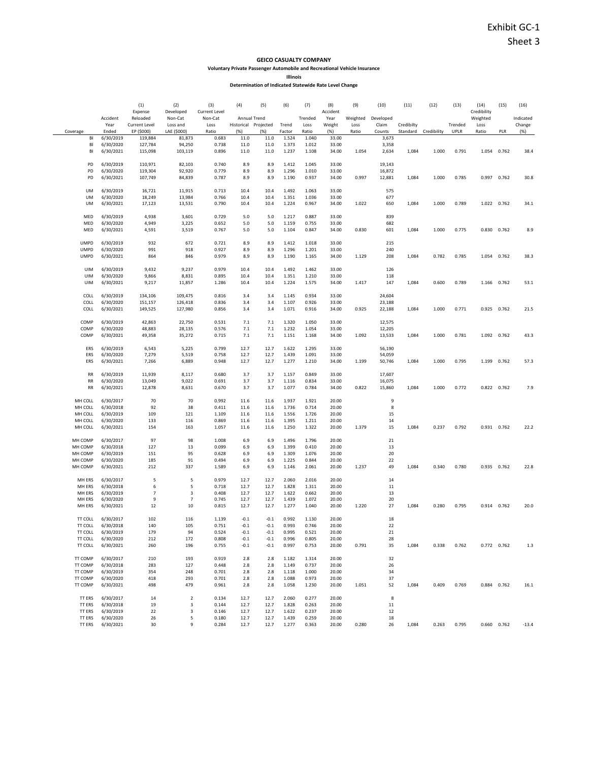Exhibit GC-1
Sheet 3

**GEICO CASUALTY COMPANY**

**Voluntary Private Passenger Automobile and Recreational Vehicle Insurance**

**Illinois**

**Determination of Indicated Statewide Rate Level Change**

| | | (1) | (2) | (3) | (4) | (5) | (6) | (7) | (8) | (9) | (10) | (11) | (12) | (13) | (14) | (15) | (16) |
|---|---|---|---|---|---|---|---|---|---|---|---|---|---|---|---|---|---|
| | Accident | Expense Reloaded | Developed Non-Cat | Current Level Non-Cat | Annual Trend | | | Trended | Accident Year | Weighted | Developed | | | | Credibility Weighted | | Indicated |
| | Year | Current Level | Loss and | Loss | Historical | Projected | Trend | Loss | Weight | Loss | Claim | Credibilty | | Trended | Loss | | Change |
| Coverage | Ended | EP ($000) | LAE ($000) | Ratio | (%) | (%) | Factor | Ratio | (%) | Ratio | Counts | Standard | Credibility | UPLR | Ratio | PLR | (%) |
| BI | 6/30/2019 | 119,884 | 81,873 | 0.683 | 11.0 | 11.0 | 1.524 | 1.040 | 33.00 | | 3,673 | | | | | | |
| BI | 6/30/2020 | 127,784 | 94,250 | 0.738 | 11.0 | 11.0 | 1.373 | 1.012 | 33.00 | | 3,358 | | | | | | |
| BI | 6/30/2021 | 115,098 | 103,119 | 0.896 | 11.0 | 11.0 | 1.237 | 1.108 | 34.00 | 1.054 | 2,634 | 1,084 | 1.000 | 0.791 | 1.054 | 0.762 | 38.4 |
| PD | 6/30/2019 | 110,971 | 82,103 | 0.740 | 8.9 | 8.9 | 1.412 | 1.045 | 33.00 | | 19,143 | | | | | | |
| PD | 6/30/2020 | 119,304 | 92,920 | 0.779 | 8.9 | 8.9 | 1.296 | 1.010 | 33.00 | | 16,872 | | | | | | |
| PD | 6/30/2021 | 107,749 | 84,839 | 0.787 | 8.9 | 8.9 | 1.190 | 0.937 | 34.00 | 0.997 | 12,881 | 1,084 | 1.000 | 0.785 | 0.997 | 0.762 | 30.8 |
| UM | 6/30/2019 | 16,721 | 11,915 | 0.713 | 10.4 | 10.4 | 1.492 | 1.063 | 33.00 | | 575 | | | | | | |
| UM | 6/30/2020 | 18,249 | 13,984 | 0.766 | 10.4 | 10.4 | 1.351 | 1.036 | 33.00 | | 677 | | | | | | |
| UM | 6/30/2021 | 17,123 | 13,531 | 0.790 | 10.4 | 10.4 | 1.224 | 0.967 | 34.00 | 1.022 | 650 | 1,084 | 1.000 | 0.789 | 1.022 | 0.762 | 34.1 |
| MED | 6/30/2019 | 4,938 | 3,601 | 0.729 | 5.0 | 5.0 | 1.217 | 0.887 | 33.00 | | 839 | | | | | | |
| MED | 6/30/2020 | 4,949 | 3,225 | 0.652 | 5.0 | 5.0 | 1.159 | 0.755 | 33.00 | | 682 | | | | | | |
| MED | 6/30/2021 | 4,591 | 3,519 | 0.767 | 5.0 | 5.0 | 1.104 | 0.847 | 34.00 | 0.830 | 601 | 1,084 | 1.000 | 0.775 | 0.830 | 0.762 | 8.9 |
| UMPD | 6/30/2019 | 932 | 672 | 0.721 | 8.9 | 8.9 | 1.412 | 1.018 | 33.00 | | 215 | | | | | | |
| UMPD | 6/30/2020 | 991 | 918 | 0.927 | 8.9 | 8.9 | 1.296 | 1.201 | 33.00 | | 240 | | | | | | |
| UMPD | 6/30/2021 | 864 | 846 | 0.979 | 8.9 | 8.9 | 1.190 | 1.165 | 34.00 | 1.129 | 208 | 1,084 | 0.782 | 0.785 | 1.054 | 0.762 | 38.3 |
| UIM | 6/30/2019 | 9,432 | 9,237 | 0.979 | 10.4 | 10.4 | 1.492 | 1.462 | 33.00 | | 126 | | | | | | |
| UIM | 6/30/2020 | 9,866 | 8,831 | 0.895 | 10.4 | 10.4 | 1.351 | 1.210 | 33.00 | | 118 | | | | | | |
| UIM | 6/30/2021 | 9,217 | 11,857 | 1.286 | 10.4 | 10.4 | 1.224 | 1.575 | 34.00 | 1.417 | 147 | 1,084 | 0.600 | 0.789 | 1.166 | 0.762 | 53.1 |
| COLL | 6/30/2019 | 134,106 | 109,475 | 0.816 | 3.4 | 3.4 | 1.145 | 0.934 | 33.00 | | 24,604 | | | | | | |
| COLL | 6/30/2020 | 151,157 | 126,418 | 0.836 | 3.4 | 3.4 | 1.107 | 0.926 | 33.00 | | 23,188 | | | | | | |
| COLL | 6/30/2021 | 149,525 | 127,980 | 0.856 | 3.4 | 3.4 | 1.071 | 0.916 | 34.00 | 0.925 | 22,188 | 1,084 | 1.000 | 0.771 | 0.925 | 0.762 | 21.5 |
| COMP | 6/30/2019 | 42,863 | 22,750 | 0.531 | 7.1 | 7.1 | 1.320 | 1.050 | 33.00 | | 12,575 | | | | | | |
| COMP | 6/30/2020 | 48,883 | 28,135 | 0.576 | 7.1 | 7.1 | 1.232 | 1.054 | 33.00 | | 12,205 | | | | | | |
| COMP | 6/30/2021 | 49,358 | 35,272 | 0.715 | 7.1 | 7.1 | 1.151 | 1.168 | 34.00 | 1.092 | 13,533 | 1,084 | 1.000 | 0.781 | 1.092 | 0.762 | 43.3 |
| ERS | 6/30/2019 | 6,543 | 5,225 | 0.799 | 12.7 | 12.7 | 1.622 | 1.295 | 33.00 | | 56,190 | | | | | | |
| ERS | 6/30/2020 | 7,279 | 5,519 | 0.758 | 12.7 | 12.7 | 1.439 | 1.091 | 33.00 | | 54,059 | | | | | | |
| ERS | 6/30/2021 | 7,266 | 6,889 | 0.948 | 12.7 | 12.7 | 1.277 | 1.210 | 34.00 | 1.199 | 50,746 | 1,084 | 1.000 | 0.795 | 1.199 | 0.762 | 57.3 |
| RR | 6/30/2019 | 11,939 | 8,117 | 0.680 | 3.7 | 3.7 | 1.157 | 0.849 | 33.00 | | 17,607 | | | | | | |
| RR | 6/30/2020 | 13,049 | 9,022 | 0.691 | 3.7 | 3.7 | 1.116 | 0.834 | 33.00 | | 16,075 | | | | | | |
| RR | 6/30/2021 | 12,878 | 8,631 | 0.670 | 3.7 | 3.7 | 1.077 | 0.784 | 34.00 | 0.822 | 15,860 | 1,084 | 1.000 | 0.772 | 0.822 | 0.762 | 7.9 |
| MH COLL | 6/30/2017 | 70 | 70 | 0.992 | 11.6 | 11.6 | 1.937 | 1.921 | 20.00 | | 9 | | | | | | |
| MH COLL | 6/30/2018 | 92 | 38 | 0.411 | 11.6 | 11.6 | 1.736 | 0.714 | 20.00 | | 8 | | | | | | |
| MH COLL | 6/30/2019 | 109 | 121 | 1.109 | 11.6 | 11.6 | 1.556 | 1.726 | 20.00 | | 15 | | | | | | |
| MH COLL | 6/30/2020 | 133 | 116 | 0.869 | 11.6 | 11.6 | 1.395 | 1.211 | 20.00 | | 14 | | | | | | |
| MH COLL | 6/30/2021 | 154 | 163 | 1.057 | 11.6 | 11.6 | 1.250 | 1.322 | 20.00 | 1.379 | 15 | 1,084 | 0.237 | 0.792 | 0.931 | 0.762 | 22.2 |
| MH COMP | 6/30/2017 | 97 | 98 | 1.008 | 6.9 | 6.9 | 1.496 | 1.796 | 20.00 | | 21 | | | | | | |
| MH COMP | 6/30/2018 | 127 | 13 | 0.099 | 6.9 | 6.9 | 1.399 | 0.410 | 20.00 | | 13 | | | | | | |
| MH COMP | 6/30/2019 | 151 | 95 | 0.628 | 6.9 | 6.9 | 1.309 | 1.076 | 20.00 | | 20 | | | | | | |
| MH COMP | 6/30/2020 | 185 | 91 | 0.494 | 6.9 | 6.9 | 1.225 | 0.844 | 20.00 | | 22 | | | | | | |
| MH COMP | 6/30/2021 | 212 | 337 | 1.589 | 6.9 | 6.9 | 1.146 | 2.061 | 20.00 | 1.237 | 49 | 1,084 | 0.340 | 0.780 | 0.935 | 0.762 | 22.8 |
| MH ERS | 6/30/2017 | 5 | 5 | 0.979 | 12.7 | 12.7 | 2.060 | 2.016 | 20.00 | | 14 | | | | | | |
| MH ERS | 6/30/2018 | 6 | 5 | 0.718 | 12.7 | 12.7 | 1.828 | 1.311 | 20.00 | | 11 | | | | | | |
| MH ERS | 6/30/2019 | 7 | 3 | 0.408 | 12.7 | 12.7 | 1.622 | 0.662 | 20.00 | | 13 | | | | | | |
| MH ERS | 6/30/2020 | 9 | 7 | 0.745 | 12.7 | 12.7 | 1.439 | 1.072 | 20.00 | | 20 | | | | | | |
| MH ERS | 6/30/2021 | 12 | 10 | 0.815 | 12.7 | 12.7 | 1.277 | 1.040 | 20.00 | 1.220 | 27 | 1,084 | 0.280 | 0.795 | 0.914 | 0.762 | 20.0 |
| TT COLL | 6/30/2017 | 102 | 116 | 1.139 | -0.1 | -0.1 | 0.992 | 1.130 | 20.00 | | 18 | | | | | | |
| TT COLL | 6/30/2018 | 140 | 105 | 0.751 | -0.1 | -0.1 | 0.993 | 0.746 | 20.00 | | 22 | | | | | | |
| TT COLL | 6/30/2019 | 179 | 94 | 0.524 | -0.1 | -0.1 | 0.995 | 0.521 | 20.00 | | 21 | | | | | | |
| TT COLL | 6/30/2020 | 212 | 172 | 0.808 | -0.1 | -0.1 | 0.996 | 0.805 | 20.00 | | 28 | | | | | | |
| TT COLL | 6/30/2021 | 260 | 196 | 0.755 | -0.1 | -0.1 | 0.997 | 0.753 | 20.00 | 0.791 | 35 | 1,084 | 0.338 | 0.762 | 0.772 | 0.762 | 1.3 |
| TT COMP | 6/30/2017 | 210 | 193 | 0.919 | 2.8 | 2.8 | 1.182 | 1.314 | 20.00 | | 32 | | | | | | |
| TT COMP | 6/30/2018 | 283 | 127 | 0.448 | 2.8 | 2.8 | 1.149 | 0.737 | 20.00 | | 26 | | | | | | |
| TT COMP | 6/30/2019 | 354 | 248 | 0.701 | 2.8 | 2.8 | 1.118 | 1.000 | 20.00 | | 34 | | | | | | |
| TT COMP | 6/30/2020 | 418 | 293 | 0.701 | 2.8 | 2.8 | 1.088 | 0.973 | 20.00 | | 37 | | | | | | |
| TT COMP | 6/30/2021 | 498 | 479 | 0.961 | 2.8 | 2.8 | 1.058 | 1.230 | 20.00 | 1.051 | 52 | 1,084 | 0.409 | 0.769 | 0.884 | 0.762 | 16.1 |
| TT ERS | 6/30/2017 | 14 | 2 | 0.134 | 12.7 | 12.7 | 2.060 | 0.277 | 20.00 | | 8 | | | | | | |
| TT ERS | 6/30/2018 | 19 | 3 | 0.144 | 12.7 | 12.7 | 1.828 | 0.263 | 20.00 | | 11 | | | | | | |
| TT ERS | 6/30/2019 | 22 | 3 | 0.146 | 12.7 | 12.7 | 1.622 | 0.237 | 20.00 | | 12 | | | | | | |
| TT ERS | 6/30/2020 | 26 | 5 | 0.180 | 12.7 | 12.7 | 1.439 | 0.259 | 20.00 | | 18 | | | | | | |
| TT ERS | 6/30/2021 | 30 | 9 | 0.284 | 12.7 | 12.7 | 1.277 | 0.363 | 20.00 | 0.280 | 26 | 1,084 | 0.263 | 0.795 | 0.660 | 0.762 | -13.4 |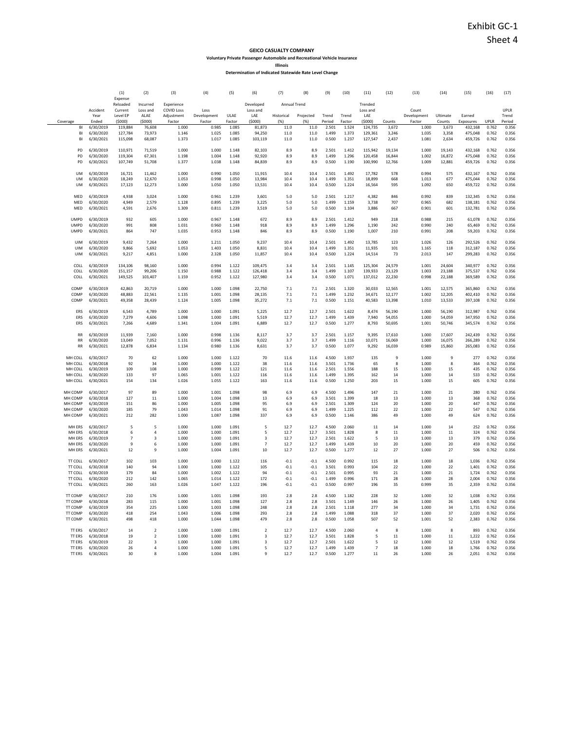Exhibit GC-1
Sheet 4

**GEICO CASUALTY COMPANY**

**Voluntary Private Passenger Automobile and Recreational Vehicle Insurance**

**Illinois**

**Determination of Indicated Statewide Rate Level Change**

| | | (1) | (2) | (3) | (4) | (5) | (6) | (7) | (8) | (9) | (10) | (11) | (12) | (13) | (14) | (15) | (16) | (17) |
|---|---|---|---|---|---|---|---|---|---|---|---|---|---|---|---|---|---|---|
| Coverage | Accident Year Ended | Expense Reloaded Current Level EP ($000) | Incurred Loss and ALAE ($000) | Experience COVID Loss Adjustment Factor | Loss Development Factor | ULAE Factor | Developed Loss and LAE ($000) | Annual Trend Historical (%) | Annual Trend Projected (%) | Trend Period | Trend Factor | Trended Loss and LAE ($000) | Counts | Count Development Factor | Ultimate Counts | Earned Exposures | UPLR | UPLR Trend Period |
| BI | 6/30/2019 | 119,884 | 76,608 | 1.000 | 0.985 | 1.085 | 81,873 | 11.0 | 11.0 | 2.501 | 1.524 | 124,735 | 3,672 | 1.000 | 3,673 | 432,168 | 0.762 | 0.356 |
| BI | 6/30/2020 | 127,784 | 73,973 | 1.146 | 1.025 | 1.085 | 94,250 | 11.0 | 11.0 | 1.499 | 1.373 | 129,361 | 3,246 | 1.035 | 3,358 | 475,048 | 0.762 | 0.356 |
| BI | 6/30/2021 | 115,098 | 68,087 | 1.373 | 1.017 | 1.085 | 103,119 | 11.0 | 11.0 | 0.500 | 1.237 | 127,547 | 2,437 | 1.081 | 2,634 | 459,726 | 0.762 | 0.356 |
| PD | 6/30/2019 | 110,971 | 71,519 | 1.000 | 1.000 | 1.148 | 82,103 | 8.9 | 8.9 | 2.501 | 1.412 | 115,942 | 19,134 | 1.000 | 19,143 | 432,168 | 0.762 | 0.356 |
| PD | 6/30/2020 | 119,304 | 67,301 | 1.198 | 1.004 | 1.148 | 92,920 | 8.9 | 8.9 | 1.499 | 1.296 | 120,458 | 16,844 | 1.002 | 16,872 | 475,048 | 0.762 | 0.356 |
| PD | 6/30/2021 | 107,749 | 51,708 | 1.377 | 1.038 | 1.148 | 84,839 | 8.9 | 8.9 | 0.500 | 1.190 | 100,990 | 12,766 | 1.009 | 12,881 | 459,726 | 0.762 | 0.356 |
| UM | 6/30/2019 | 16,721 | 11,462 | 1.000 | 0.990 | 1.050 | 11,915 | 10.4 | 10.4 | 2.501 | 1.492 | 17,782 | 578 | 0.994 | 575 | 432,167 | 0.762 | 0.356 |
| UM | 6/30/2020 | 18,249 | 12,670 | 1.053 | 0.998 | 1.050 | 13,984 | 10.4 | 10.4 | 1.499 | 1.351 | 18,899 | 668 | 1.013 | 677 | 475,044 | 0.762 | 0.356 |
| UM | 6/30/2021 | 17,123 | 12,273 | 1.000 | 1.050 | 1.050 | 13,531 | 10.4 | 10.4 | 0.500 | 1.224 | 16,564 | 595 | 1.092 | 650 | 459,722 | 0.762 | 0.356 |
| MED | 6/30/2019 | 4,938 | 3,024 | 1.000 | 0.961 | 1.239 | 3,601 | 5.0 | 5.0 | 2.501 | 1.217 | 4,382 | 846 | 0.992 | 839 | 132,345 | 0.762 | 0.356 |
| MED | 6/30/2020 | 4,949 | 2,579 | 1.128 | 0.895 | 1.239 | 3,225 | 5.0 | 5.0 | 1.499 | 1.159 | 3,738 | 707 | 0.965 | 682 | 138,181 | 0.762 | 0.356 |
| MED | 6/30/2021 | 4,591 | 2,676 | 1.309 | 0.811 | 1.239 | 3,519 | 5.0 | 5.0 | 0.500 | 1.104 | 3,886 | 667 | 0.901 | 601 | 132,781 | 0.762 | 0.356 |
| UMPD | 6/30/2019 | 932 | 605 | 1.000 | 0.967 | 1.148 | 672 | 8.9 | 8.9 | 2.501 | 1.412 | 949 | 218 | 0.988 | 215 | 61,078 | 0.762 | 0.356 |
| UMPD | 6/30/2020 | 991 | 808 | 1.031 | 0.960 | 1.148 | 918 | 8.9 | 8.9 | 1.499 | 1.296 | 1,190 | 242 | 0.990 | 240 | 65,469 | 0.762 | 0.356 |
| UMPD | 6/30/2021 | 864 | 747 | 1.035 | 0.953 | 1.148 | 846 | 8.9 | 8.9 | 0.500 | 1.190 | 1,007 | 210 | 0.991 | 208 | 59,203 | 0.762 | 0.356 |
| UIM | 6/30/2019 | 9,432 | 7,264 | 1.000 | 1.211 | 1.050 | 9,237 | 10.4 | 10.4 | 2.501 | 1.492 | 13,785 | 123 | 1.026 | 126 | 292,526 | 0.762 | 0.356 |
| UIM | 6/30/2020 | 9,866 | 5,692 | 1.053 | 1.403 | 1.050 | 8,831 | 10.4 | 10.4 | 1.499 | 1.351 | 11,935 | 101 | 1.165 | 118 | 312,187 | 0.762 | 0.356 |
| UIM | 6/30/2021 | 9,217 | 4,851 | 1.000 | 2.328 | 1.050 | 11,857 | 10.4 | 10.4 | 0.500 | 1.224 | 14,514 | 73 | 2.013 | 147 | 299,283 | 0.762 | 0.356 |
| COLL | 6/30/2019 | 134,106 | 98,160 | 1.000 | 0.994 | 1.122 | 109,475 | 3.4 | 3.4 | 2.501 | 1.145 | 125,304 | 24,579 | 1.001 | 24,604 | 340,977 | 0.762 | 0.356 |
| COLL | 6/30/2020 | 151,157 | 99,206 | 1.150 | 0.988 | 1.122 | 126,418 | 3.4 | 3.4 | 1.499 | 1.107 | 139,933 | 23,129 | 1.003 | 23,188 | 375,537 | 0.762 | 0.356 |
| COLL | 6/30/2021 | 149,525 | 103,407 | 1.159 | 0.952 | 1.122 | 127,980 | 3.4 | 3.4 | 0.500 | 1.071 | 137,012 | 22,230 | 0.998 | 22,188 | 369,589 | 0.762 | 0.356 |
| COMP | 6/30/2019 | 42,863 | 20,719 | 1.000 | 1.000 | 1.098 | 22,750 | 7.1 | 7.1 | 2.501 | 1.320 | 30,033 | 12,565 | 1.001 | 12,575 | 365,860 | 0.762 | 0.356 |
| COMP | 6/30/2020 | 48,883 | 22,561 | 1.135 | 1.001 | 1.098 | 28,135 | 7.1 | 7.1 | 1.499 | 1.232 | 34,671 | 12,177 | 1.002 | 12,205 | 402,410 | 0.762 | 0.356 |
| COMP | 6/30/2021 | 49,358 | 28,439 | 1.124 | 1.005 | 1.098 | 35,272 | 7.1 | 7.1 | 0.500 | 1.151 | 40,583 | 13,398 | 1.010 | 13,533 | 397,108 | 0.762 | 0.356 |
| ERS | 6/30/2019 | 6,543 | 4,789 | 1.000 | 1.000 | 1.091 | 5,225 | 12.7 | 12.7 | 2.501 | 1.622 | 8,474 | 56,190 | 1.000 | 56,190 | 312,987 | 0.762 | 0.356 |
| ERS | 6/30/2020 | 7,279 | 4,606 | 1.098 | 1.000 | 1.091 | 5,519 | 12.7 | 12.7 | 1.499 | 1.439 | 7,940 | 54,055 | 1.000 | 54,059 | 347,950 | 0.762 | 0.356 |
| ERS | 6/30/2021 | 7,266 | 4,689 | 1.341 | 1.004 | 1.091 | 6,889 | 12.7 | 12.7 | 0.500 | 1.277 | 8,793 | 50,695 | 1.001 | 50,746 | 345,574 | 0.762 | 0.356 |
| RR | 6/30/2019 | 11,939 | 7,160 | 1.000 | 0.998 | 1.136 | 8,117 | 3.7 | 3.7 | 2.501 | 1.157 | 9,395 | 17,610 | 1.000 | 17,607 | 242,439 | 0.762 | 0.356 |
| RR | 6/30/2020 | 13,049 | 7,052 | 1.131 | 0.996 | 1.136 | 9,022 | 3.7 | 3.7 | 1.499 | 1.116 | 10,071 | 16,069 | 1.000 | 16,075 | 266,289 | 0.762 | 0.356 |
| RR | 6/30/2021 | 12,878 | 6,834 | 1.134 | 0.980 | 1.136 | 8,631 | 3.7 | 3.7 | 0.500 | 1.077 | 9,292 | 16,039 | 0.989 | 15,860 | 265,083 | 0.762 | 0.356 |
| MH COLL | 6/30/2017 | 70 | 62 | 1.000 | 1.000 | 1.122 | 70 | 11.6 | 11.6 | 4.500 | 1.937 | 135 | 9 | 1.000 | 9 | 277 | 0.762 | 0.356 |
| MH COLL | 6/30/2018 | 92 | 34 | 1.000 | 1.000 | 1.122 | 38 | 11.6 | 11.6 | 3.501 | 1.736 | 65 | 8 | 1.000 | 8 | 364 | 0.762 | 0.356 |
| MH COLL | 6/30/2019 | 109 | 108 | 1.000 | 0.999 | 1.122 | 121 | 11.6 | 11.6 | 2.501 | 1.556 | 188 | 15 | 1.000 | 15 | 435 | 0.762 | 0.356 |
| MH COLL | 6/30/2020 | 133 | 97 | 1.065 | 1.001 | 1.122 | 116 | 11.6 | 11.6 | 1.499 | 1.395 | 162 | 14 | 1.000 | 14 | 533 | 0.762 | 0.356 |
| MH COLL | 6/30/2021 | 154 | 134 | 1.026 | 1.055 | 1.122 | 163 | 11.6 | 11.6 | 0.500 | 1.250 | 203 | 15 | 1.000 | 15 | 605 | 0.762 | 0.356 |
| MH COMP | 6/30/2017 | 97 | 89 | 1.000 | 1.001 | 1.098 | 98 | 6.9 | 6.9 | 4.500 | 1.496 | 147 | 21 | 1.000 | 21 | 280 | 0.762 | 0.356 |
| MH COMP | 6/30/2018 | 127 | 11 | 1.000 | 1.004 | 1.098 | 13 | 6.9 | 6.9 | 3.501 | 1.399 | 18 | 13 | 1.000 | 13 | 368 | 0.762 | 0.356 |
| MH COMP | 6/30/2019 | 151 | 86 | 1.000 | 1.005 | 1.098 | 95 | 6.9 | 6.9 | 2.501 | 1.309 | 124 | 20 | 1.000 | 20 | 447 | 0.762 | 0.356 |
| MH COMP | 6/30/2020 | 185 | 79 | 1.043 | 1.014 | 1.098 | 91 | 6.9 | 6.9 | 1.499 | 1.225 | 112 | 22 | 1.000 | 22 | 547 | 0.762 | 0.356 |
| MH COMP | 6/30/2021 | 212 | 282 | 1.000 | 1.087 | 1.098 | 337 | 6.9 | 6.9 | 0.500 | 1.146 | 386 | 49 | 1.000 | 49 | 624 | 0.762 | 0.356 |
| MH ERS | 6/30/2017 | 5 | 5 | 1.000 | 1.000 | 1.091 | 5 | 12.7 | 12.7 | 4.500 | 2.060 | 11 | 14 | 1.000 | 14 | 252 | 0.762 | 0.356 |
| MH ERS | 6/30/2018 | 6 | 4 | 1.000 | 1.000 | 1.091 | 5 | 12.7 | 12.7 | 3.501 | 1.828 | 8 | 11 | 1.000 | 11 | 324 | 0.762 | 0.356 |
| MH ERS | 6/30/2019 | 7 | 3 | 1.000 | 1.000 | 1.091 | 3 | 12.7 | 12.7 | 2.501 | 1.622 | 5 | 13 | 1.000 | 13 | 379 | 0.762 | 0.356 |
| MH ERS | 6/30/2020 | 9 | 6 | 1.000 | 1.000 | 1.091 | 7 | 12.7 | 12.7 | 1.499 | 1.439 | 10 | 20 | 1.000 | 20 | 459 | 0.762 | 0.356 |
| MH ERS | 6/30/2021 | 12 | 9 | 1.000 | 1.004 | 1.091 | 10 | 12.7 | 12.7 | 0.500 | 1.277 | 12 | 27 | 1.000 | 27 | 506 | 0.762 | 0.356 |
| TT COLL | 6/30/2017 | 102 | 103 | 1.000 | 1.000 | 1.122 | 116 | -0.1 | -0.1 | 4.500 | 0.992 | 115 | 18 | 1.000 | 18 | 1,036 | 0.762 | 0.356 |
| TT COLL | 6/30/2018 | 140 | 94 | 1.000 | 1.000 | 1.122 | 105 | -0.1 | -0.1 | 3.501 | 0.993 | 104 | 22 | 1.000 | 22 | 1,401 | 0.762 | 0.356 |
| TT COLL | 6/30/2019 | 179 | 84 | 1.000 | 1.002 | 1.122 | 94 | -0.1 | -0.1 | 2.501 | 0.995 | 93 | 21 | 1.000 | 21 | 1,724 | 0.762 | 0.356 |
| TT COLL | 6/30/2020 | 212 | 142 | 1.065 | 1.014 | 1.122 | 172 | -0.1 | -0.1 | 1.499 | 0.996 | 171 | 28 | 1.000 | 28 | 2,004 | 0.762 | 0.356 |
| TT COLL | 6/30/2021 | 260 | 163 | 1.026 | 1.047 | 1.122 | 196 | -0.1 | -0.1 | 0.500 | 0.997 | 196 | 35 | 0.999 | 35 | 2,359 | 0.762 | 0.356 |
| TT COMP | 6/30/2017 | 210 | 176 | 1.000 | 1.001 | 1.098 | 193 | 2.8 | 2.8 | 4.500 | 1.182 | 228 | 32 | 1.000 | 32 | 1,038 | 0.762 | 0.356 |
| TT COMP | 6/30/2018 | 283 | 115 | 1.000 | 1.001 | 1.098 | 127 | 2.8 | 2.8 | 3.501 | 1.149 | 146 | 26 | 1.000 | 26 | 1,405 | 0.762 | 0.356 |
| TT COMP | 6/30/2019 | 354 | 225 | 1.000 | 1.003 | 1.098 | 248 | 2.8 | 2.8 | 2.501 | 1.118 | 277 | 34 | 1.000 | 34 | 1,731 | 0.762 | 0.356 |
| TT COMP | 6/30/2020 | 418 | 254 | 1.043 | 1.006 | 1.098 | 293 | 2.8 | 2.8 | 1.499 | 1.088 | 318 | 37 | 1.000 | 37 | 2,020 | 0.762 | 0.356 |
| TT COMP | 6/30/2021 | 498 | 418 | 1.000 | 1.044 | 1.098 | 479 | 2.8 | 2.8 | 0.500 | 1.058 | 507 | 52 | 1.001 | 52 | 2,383 | 0.762 | 0.356 |
| TT ERS | 6/30/2017 | 14 | 2 | 1.000 | 1.000 | 1.091 | 2 | 12.7 | 12.7 | 4.500 | 2.060 | 4 | 8 | 1.000 | 8 | 893 | 0.762 | 0.356 |
| TT ERS | 6/30/2018 | 19 | 2 | 1.000 | 1.000 | 1.091 | 3 | 12.7 | 12.7 | 3.501 | 1.828 | 5 | 11 | 1.000 | 11 | 1,222 | 0.762 | 0.356 |
| TT ERS | 6/30/2019 | 22 | 3 | 1.000 | 1.000 | 1.091 | 3 | 12.7 | 12.7 | 2.501 | 1.622 | 5 | 12 | 1.000 | 12 | 1,519 | 0.762 | 0.356 |
| TT ERS | 6/30/2020 | 26 | 4 | 1.000 | 1.000 | 1.091 | 5 | 12.7 | 12.7 | 1.499 | 1.439 | 7 | 18 | 1.000 | 18 | 1,766 | 0.762 | 0.356 |
| TT ERS | 6/30/2021 | 30 | 8 | 1.000 | 1.004 | 1.091 | 9 | 12.7 | 12.7 | 0.500 | 1.277 | 11 | 26 | 1.000 | 26 | 2,051 | 0.762 | 0.356 |